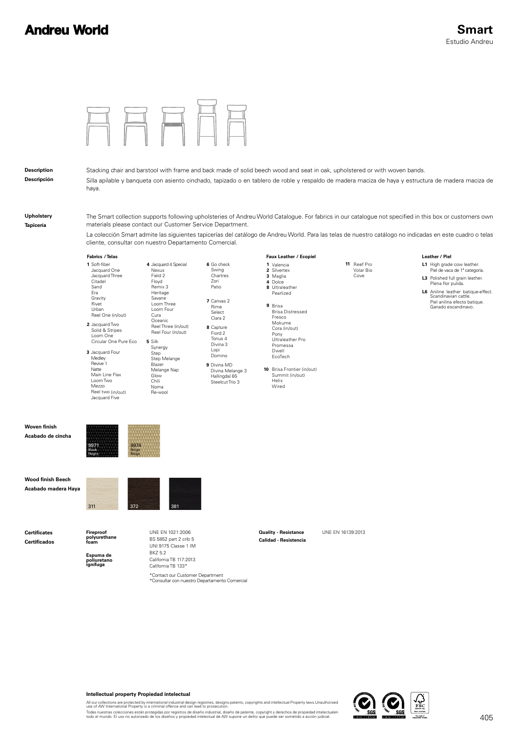# Andreu World

## Smart

Estudio Andreu

**Description**
**Descripción**

Stacking chair and barstool with frame and back made of solid beech wood and seat in oak, upholstered or with woven bands.

Silla apilable y banqueta con asiento cinchado, tapizado o en tablero de roble y respaldo de madera maciza de haya y estructura de madera maciza de haya.

**Upholstery**
**Tapicería**

The Smart collection supports following upholsteries of Andreu World Catalogue. For fabrics in our catalogue not specified in this box or customers own materials please contact our Customer Service Department.

La colección Smart admite las siguientes tapicerías del catálogo de Andreu World. Para las telas de nuestro catálogo no indicadas en este cuadro o telas cliente, consultar con nuestro Departamento Comercial.

**Fabrics / Telas**

**1** Soft-fiber, Jacquard One, Jacquard Three, Citadel, Sand, Era, Gravity, Rivet, Urban, Reel One (in/out)

**2** Jacquard Two, Solid & Stripes, Loom One, Circular One Pure Eco

**3** Jacquard Four, Medley, Revive 1, Natte, Main Line Flax, Loom Two, Mezzo, Reel two (in/out), Jacquard Five

**4** Jacquard 4 Special, Nexus, Field 2, Floyd, Remix 3, Heritage, Savane, Loom Three, Loom Four, Cura, Oceanic, Reel Three (in/out), Reel Four (in/out)

**5** Silk, Synergy, Step, Step Melange, Blazer, Melange Nap, Glow, Chili, Noma, Re-wool

**6** Go check, Swing, Chartres, Zori, Patio

**7** Canvas 2, Rime, Select, Clara 2

**8** Capture, Fiord 2, Tonus 4, Divina 3, Lopi, Domino

**9** Divina MD, Divina Melange 3, Hallingdal 65, Steelcut Trio 3

**Faux Leather / Ecopiel**

**1** Valencia
**2** Silvertex
**3** Maglia
**4** Dolce
**8** Ultraleather, Pearlized

**9** Brisa, Brisa Distressed, Fresco, Mokume, Cora (in/out), Pony, Ultraleather Pro, Promessa, Dwell, EcoTech

**10** Brisa Frontier (in/out), Summit (in/out), Helix, Wired

**11** Reef Pro, Volar Bio, Cove

**Leather / Piel**

**L1** High grade cow leather. Piel de vaca de 1ª categoría.

**L3** Polished full grain leather. Plena flor pulida.

**L6** Aniline leather batique-effect. Scandinavian cattle. Piel anilina efecto batique. Ganado escandinavo.

**Woven finish**
**Acabado de cincha**

9971 Black / Negro
9974 Beige / Beige

**Wood finish Beech**
**Acabado madera Haya**

311
372
381

**Certificates**
**Certificados**

**Fireproof polyurethane foam**
**Espuma de poliuretano ignífuga**

UNE EN 1021:2006
BS 5852 part 2 crib 5
UNI 9175 Classe 1 IM
BKZ 5.2
California TB 117:2013
California TB 133*

*Contact our Customer Department
*Consultar con nuestro Departamento Comercial

**Quality - Resistance**
**Calidad - Resistencia**

UNE EN 16139:2013

**Intellectual property Propiedad intelectual**

All our collections are protected by international industrial design registries, designs patents, copyrights and intellectual Property laws.Unauthorized use of AW International Property is a criminal offence and can lead to prosecution.

Todas nuestras colecciones están protegidas por registros de diseño industrial, diseño de patente, copyright y derechos de propiedad intelectualen todo el mundo. El uso no autorizado de los diseños y propiedad intelectual de AW supone un delito que puede ser sometido a acción judicial.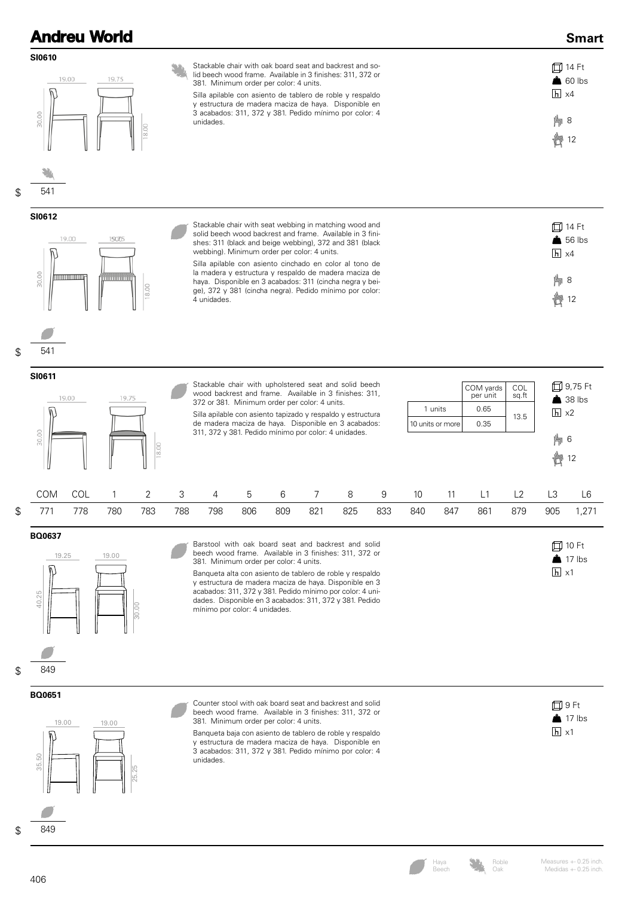# Andreu World

## Smart

### SI0610

19.00 | 19.75 | 30.00 | 18.00

Stackable chair with oak board seat and backrest and solid beech wood frame. Available in 3 finishes: 311, 372 or 381. Minimum order per color: 4 units.

Silla apilable con asiento de tablero de roble y respaldo y estructura de madera maciza de haya. Disponible en 3 acabados: 311, 372 y 381. Pedido mínimo por color: 4 unidades.

14 Ft
60 lbs
x4
8
12

$ 541

### SI0612

19.00 | 19.75 | 30.00 | 18.00

Stackable chair with seat webbing in matching wood and solid beech wood backrest and frame. Available in 3 finishes: 311 (black and beige webbing), 372 and 381 (black webbing). Minimum order per color: 4 units.

Silla apilable con asiento cinchado en color al tono de la madera y estructura y respaldo de madera maciza de haya. Disponible en 3 acabados: 311 (cincha negra y beige), 372 y 381 (cincha negra). Pedido mínimo por color: 4 unidades.

14 Ft
56 lbs
x4
8
12

$ 541

### SI0611

19.00 | 19.75 | 30.00 | 18.00

Stackable chair with upholstered seat and solid beech wood backrest and frame. Available in 3 finishes: 311, 372 or 381. Minimum order per color: 4 units.

Silla apilable con asiento tapizado y respaldo y estructura de madera maciza de haya. Disponible en 3 acabados: 311, 372 y 381. Pedido mínimo por color: 4 unidades.

| | COM yards per unit | COL sq.ft |
|---|---|---|
| 1 units | 0.65 | 13.5 |
| 10 units or more | 0.35 | |

9,75 Ft
38 lbs
x2
6
12

| | COM | COL | 1 | 2 | 3 | 4 | 5 | 6 | 7 | 8 | 9 | 10 | 11 | L1 | L2 | L3 | L6 |
|---|---|---|---|---|---|---|---|---|---|---|---|---|---|---|---|---|---|
| $ | 771 | 778 | 780 | 783 | 788 | 798 | 806 | 809 | 821 | 825 | 833 | 840 | 847 | 861 | 879 | 905 | 1,271 |

### BQ0637

19.25 | 19.00 | 40.25 | 30.00

Barstool with oak board seat and backrest and solid beech wood frame. Available in 3 finishes: 311, 372 or 381. Minimum order per color: 4 units.

Banqueta alta con asiento de tablero de roble y respaldo y estructura de madera maciza de haya. Disponible en 3 acabados: 311, 372 y 381. Pedido mínimo por color: 4 unidades. Disponible en 3 acabados: 311, 372 y 381. Pedido mínimo por color: 4 unidades.

10 Ft
17 lbs
x1

$ 849

### BQ0651

19.00 | 19.00 | 35.50 | 25.25

Counter stool with oak board seat and backrest and solid beech wood frame. Available in 3 finishes: 311, 372 or 381. Minimum order per color: 4 units.

Banqueta baja con asiento de tablero de roble y respaldo y estructura de madera maciza de haya. Disponible en 3 acabados: 311, 372 y 381. Pedido mínimo por color: 4 unidades.

9 Ft
17 lbs
x1

$ 849

Haya / Beech — Roble / Oak

Measures +- 0.25 inch.
Medidas +- 0.25 inch.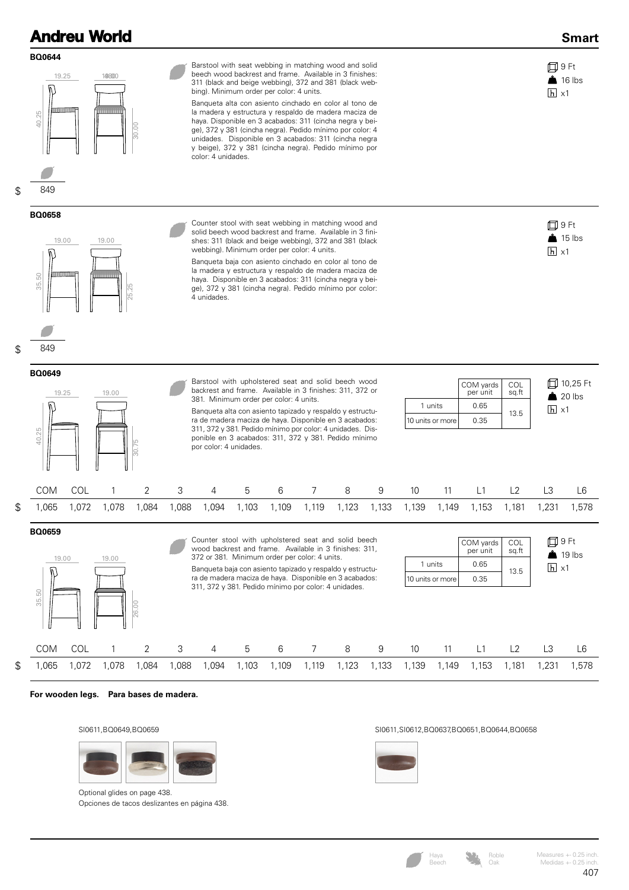# Andreu World

## Smart

### BQ0644

19.25 | 19.00

40.25 | 30.00

Barstool with seat webbing in matching wood and solid beech wood backrest and frame. Available in 3 finishes: 311 (black and beige webbing), 372 and 381 (black webbing). Minimum order per color: 4 units.

Banqueta alta con asiento cinchado en color al tono de la madera y estructura y respaldo de madera maciza de haya. Disponible en 3 acabados: 311 (cincha negra y beige), 372 y 381 (cincha negra). Pedido mínimo por color: 4 unidades. Disponible en 3 acabados: 311 (cincha negra y beige), 372 y 381 (cincha negra). Pedido mínimo por color: 4 unidades.

9 Ft
16 lbs
x1

$ 849

### BQ0658

19.00 | 19.00

35.50 | 25.25

Counter stool with seat webbing in matching wood and solid beech wood backrest and frame. Available in 3 finishes: 311 (black and beige webbing), 372 and 381 (black webbing). Minimum order per color: 4 units.

Banqueta baja con asiento cinchado en color al tono de la madera y estructura y respaldo de madera maciza de haya. Disponible en 3 acabados: 311 (cincha negra y beige), 372 y 381 (cincha negra). Pedido mínimo por color: 4 unidades.

9 Ft
15 lbs
x1

$ 849

### BQ0649

19.25 | 19.00

40.25 | 30.75

Barstool with upholstered seat and solid beech wood backrest and frame. Available in 3 finishes: 311, 372 or 381. Minimum order per color: 4 units.

Banqueta alta con asiento tapizado y respaldo y estructura de madera maciza de haya. Disponible en 3 acabados: 311, 372 y 381. Pedido mínimo por color: 4 unidades. Disponible en 3 acabados: 311, 372 y 381. Pedido mínimo por color: 4 unidades.

| | COM yards per unit | COL sq.ft |
|---|---|---|
| 1 units | 0.65 | 13.5 |
| 10 units or more | 0.35 | |

10,25 Ft
20 lbs
x1

| | COM | COL | 1 | 2 | 3 | 4 | 5 | 6 | 7 | 8 | 9 | 10 | 11 | L1 | L2 | L3 | L6 |
|---|---|---|---|---|---|---|---|---|---|---|---|---|---|---|---|---|---|
| $ | 1,065 | 1,072 | 1,078 | 1,084 | 1,088 | 1,094 | 1,103 | 1,109 | 1,119 | 1,123 | 1,133 | 1,139 | 1,149 | 1,153 | 1,181 | 1,231 | 1,578 |

### BQ0659

19.00 | 19.00

35.50 | 26.00

Counter stool with upholstered seat and solid beech wood backrest and frame. Available in 3 finishes: 311, 372 or 381. Minimum order per color: 4 units.

Banqueta baja con asiento tapizado y respaldo y estructura de madera maciza de haya. Disponible en 3 acabados: 311, 372 y 381. Pedido mínimo por color: 4 unidades.

| | COM yards per unit | COL sq.ft |
|---|---|---|
| 1 units | 0.65 | 13.5 |
| 10 units or more | 0.35 | |

9 Ft
19 lbs
x1

| | COM | COL | 1 | 2 | 3 | 4 | 5 | 6 | 7 | 8 | 9 | 10 | 11 | L1 | L2 | L3 | L6 |
|---|---|---|---|---|---|---|---|---|---|---|---|---|---|---|---|---|---|
| $ | 1,065 | 1,072 | 1,078 | 1,084 | 1,088 | 1,094 | 1,103 | 1,109 | 1,119 | 1,123 | 1,133 | 1,139 | 1,149 | 1,153 | 1,181 | 1,231 | 1,578 |

**For wooden legs. Para bases de madera.**

SI0611,BQ0649,BQ0659

Optional glides on page 438.
Opciones de tacos deslizantes en página 438.

SI0611,SI0612,BQ0637,BQ0651,BQ0644,BQ0658

Haya
Beech

Roble
Oak

Measures +- 0.25 inch.
Medidas +- 0.25 inch.